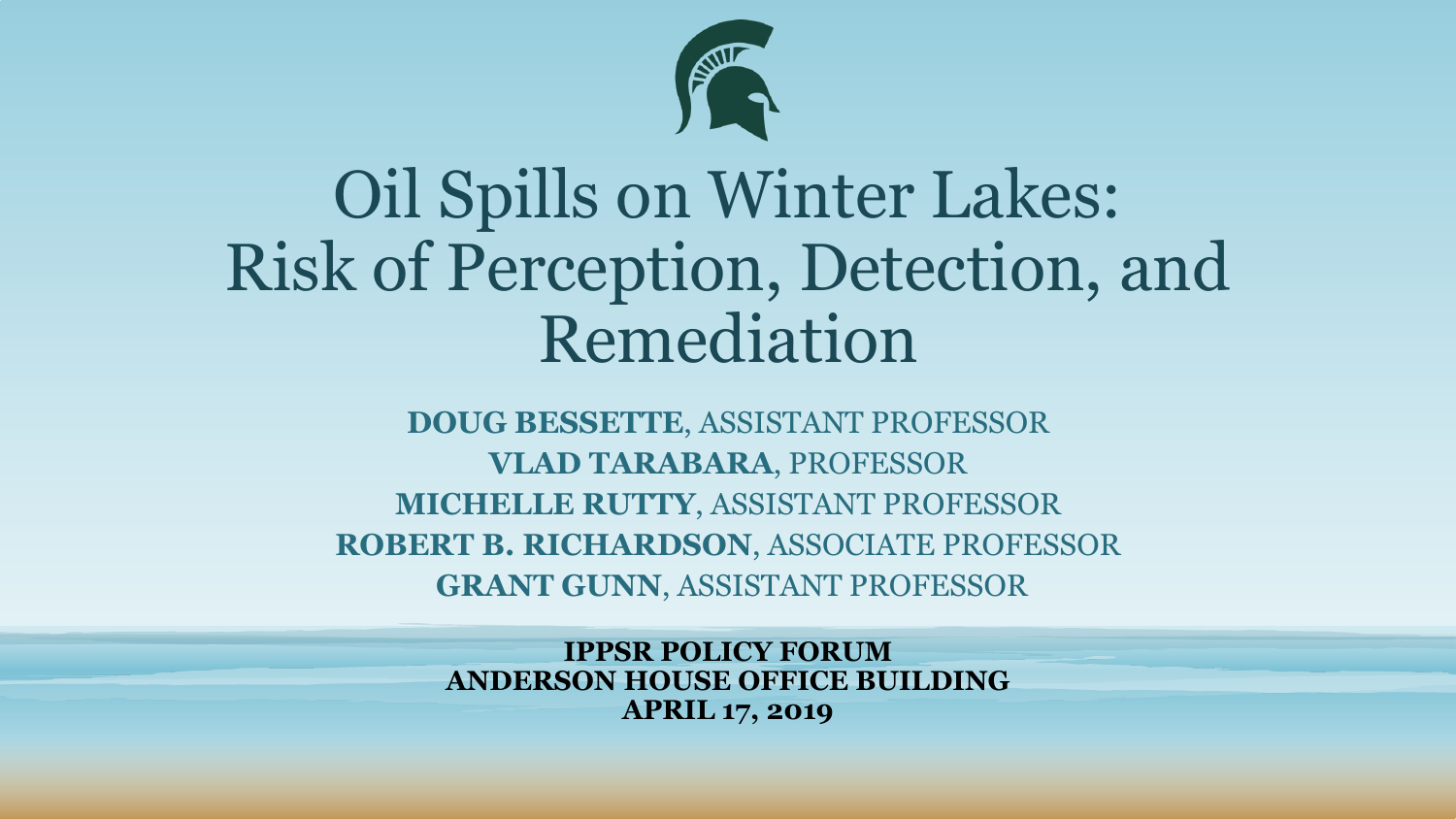# Oil Spills on Winter Lakes: Risk of Perception, Detection, and Remediation

**DOUG BESSETTE**, ASSISTANT PROFESSOR
**VLAD TARABARA**, PROFESSOR
**MICHELLE RUTTY**, ASSISTANT PROFESSOR
**ROBERT B. RICHARDSON**, ASSOCIATE PROFESSOR
**GRANT GUNN**, ASSISTANT PROFESSOR

**IPPSR POLICY FORUM**
**ANDERSON HOUSE OFFICE BUILDING**
**APRIL 17, 2019**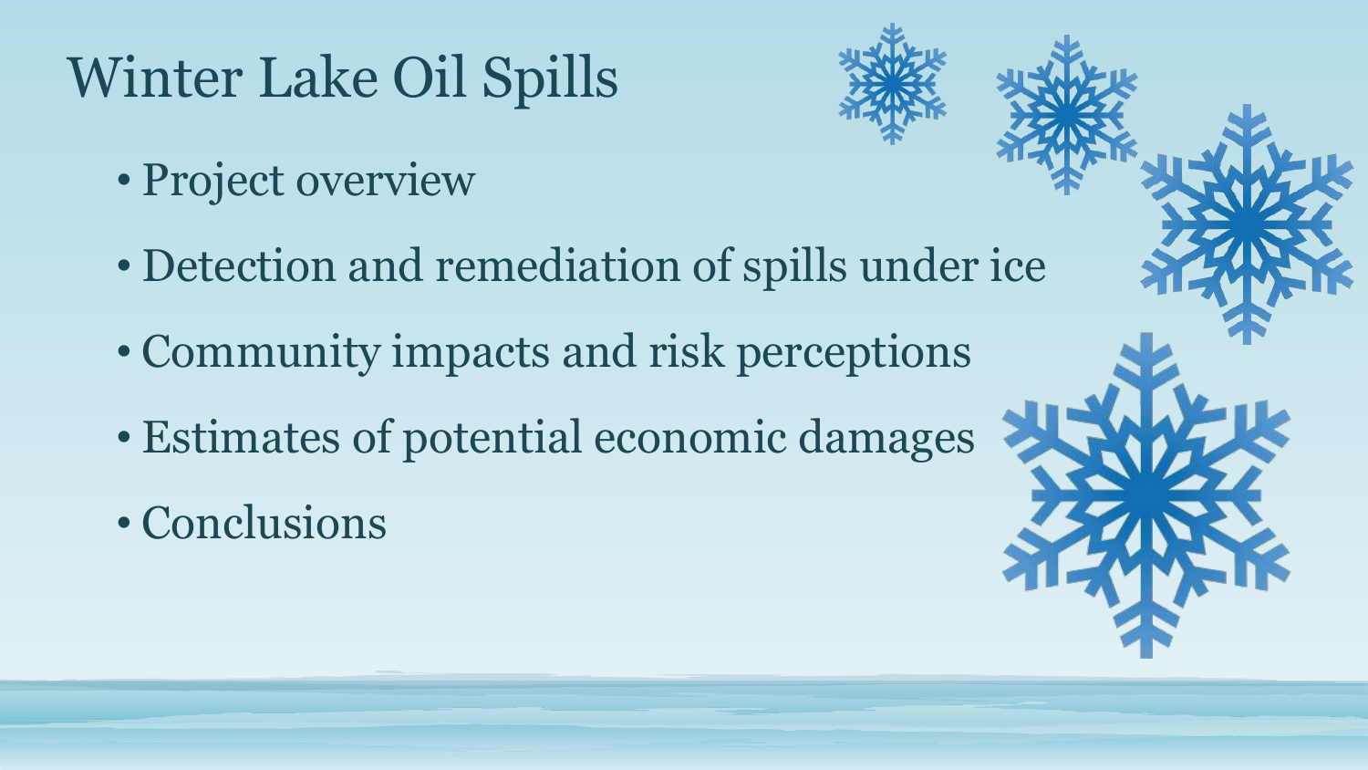# Winter Lake Oil Spills

- Project overview
- Detection and remediation of spills under ice
- Community impacts and risk perceptions
- Estimates of potential economic damages
- Conclusions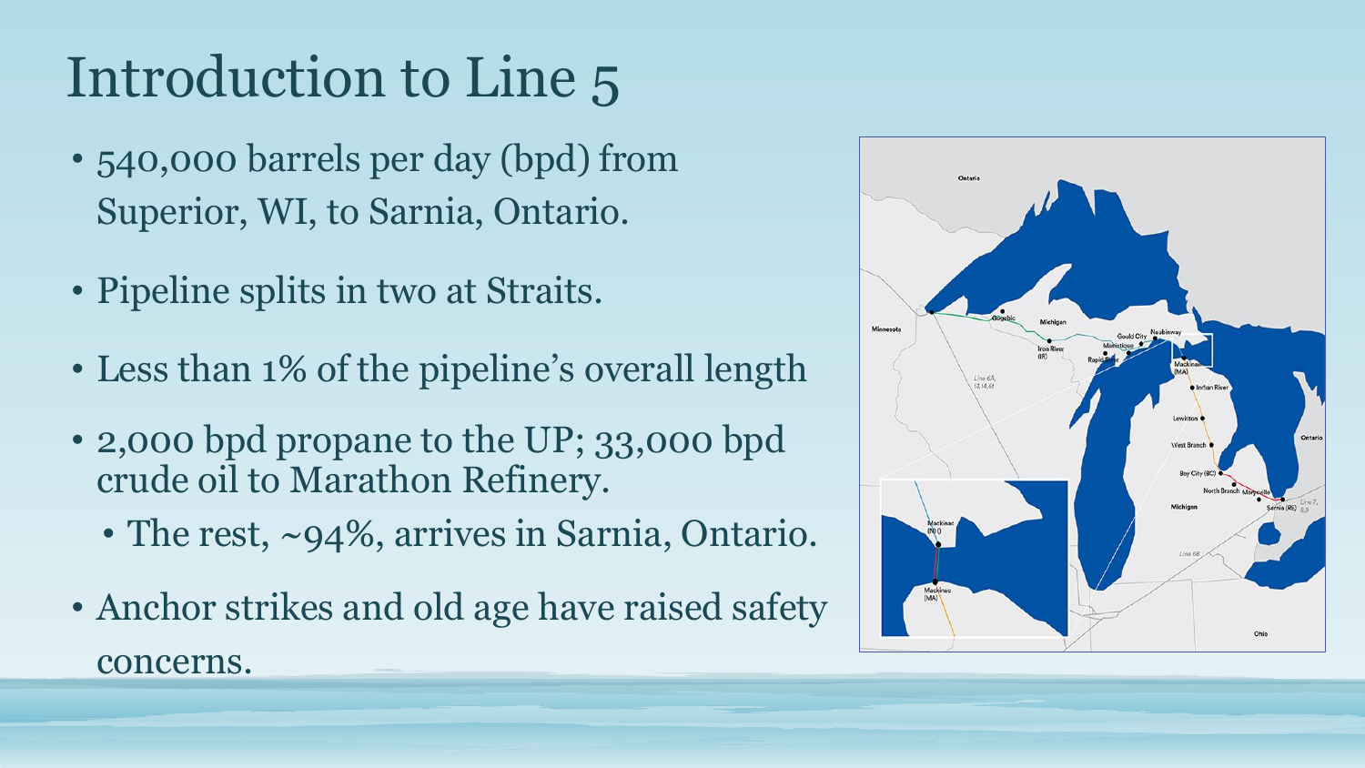# Introduction to Line 5

- 540,000 barrels per day (bpd) from Superior, WI, to Sarnia, Ontario.
- Pipeline splits in two at Straits.
- Less than 1% of the pipeline's overall length
- 2,000 bpd propane to the UP; 33,000 bpd crude oil to Marathon Refinery.
  - The rest, ~94%, arrives in Sarnia, Ontario.
- Anchor strikes and old age have raised safety concerns.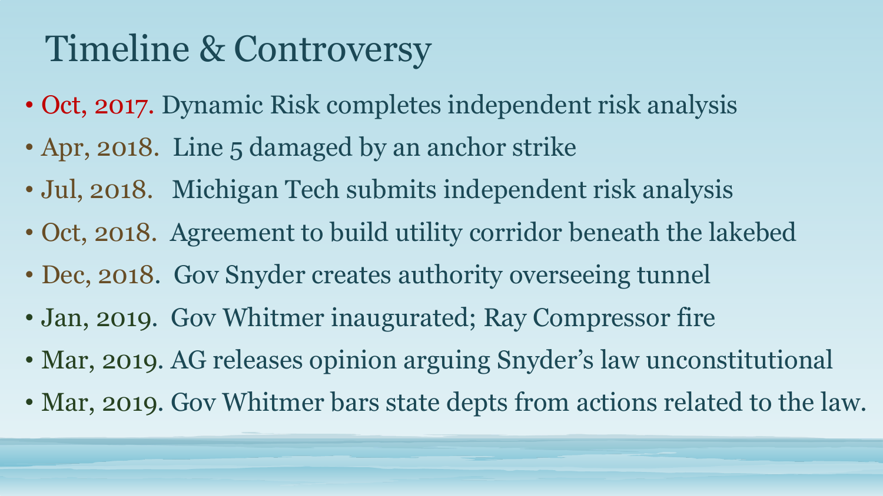# Timeline & Controversy

- Oct, 2017. Dynamic Risk completes independent risk analysis
- Apr, 2018. Line 5 damaged by an anchor strike
- Jul, 2018. Michigan Tech submits independent risk analysis
- Oct, 2018. Agreement to build utility corridor beneath the lakebed
- Dec, 2018. Gov Snyder creates authority overseeing tunnel
- Jan, 2019. Gov Whitmer inaugurated; Ray Compressor fire
- Mar, 2019. AG releases opinion arguing Snyder's law unconstitutional
- Mar, 2019. Gov Whitmer bars state depts from actions related to the law.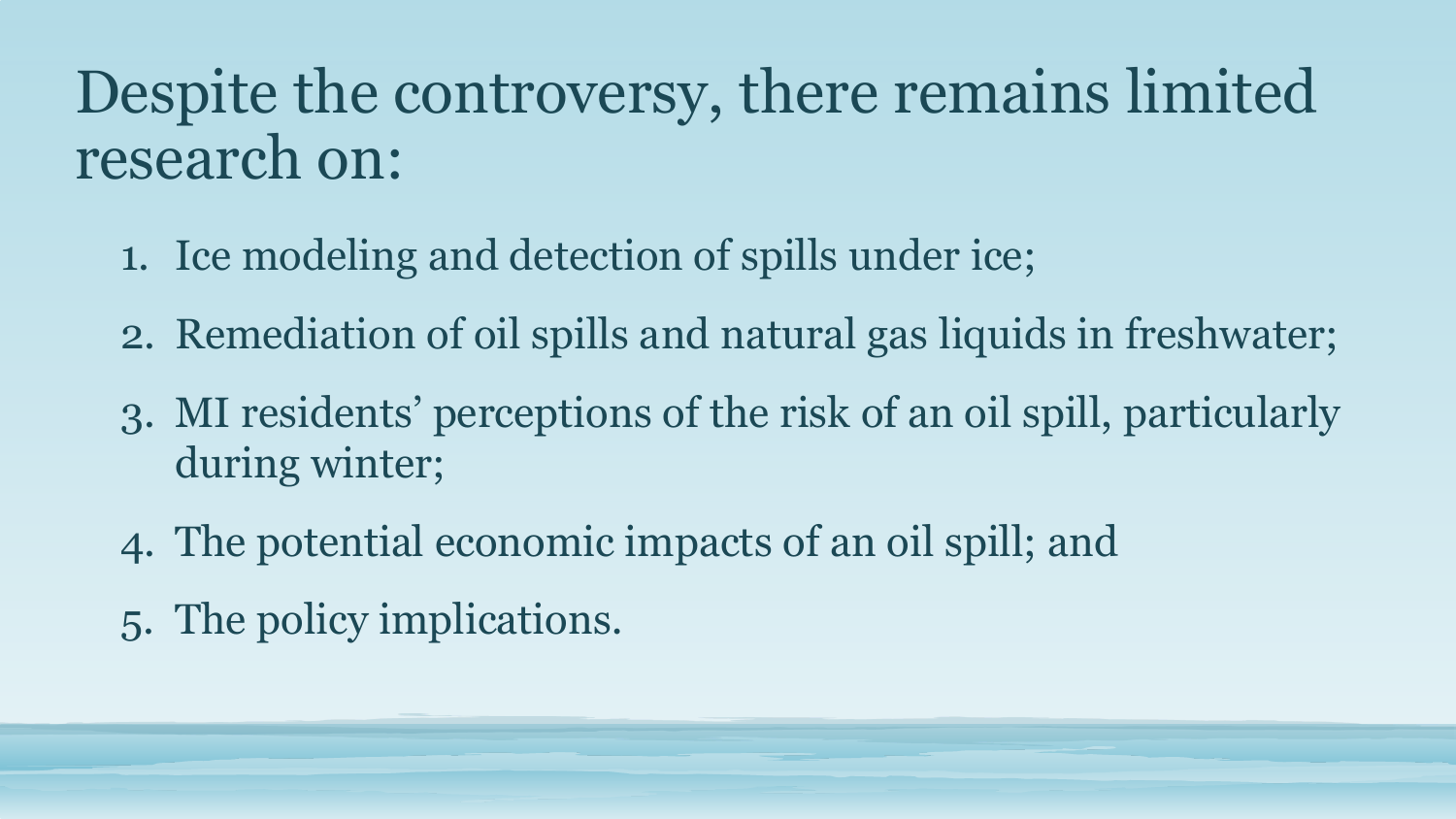# Despite the controversy, there remains limited research on:

1. Ice modeling and detection of spills under ice;
2. Remediation of oil spills and natural gas liquids in freshwater;
3. MI residents' perceptions of the risk of an oil spill, particularly during winter;
4. The potential economic impacts of an oil spill; and
5. The policy implications.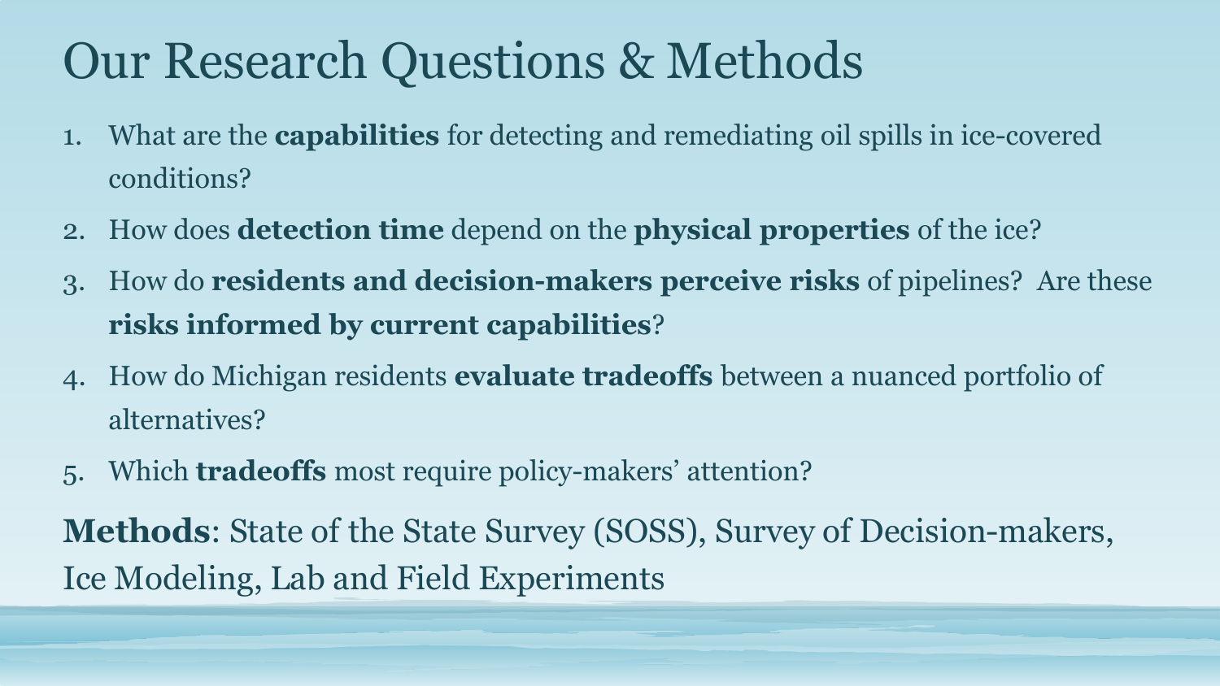# Our Research Questions & Methods

1. What are the **capabilities** for detecting and remediating oil spills in ice-covered conditions?
2. How does **detection time** depend on the **physical properties** of the ice?
3. How do **residents and decision-makers perceive risks** of pipelines? Are these **risks informed by current capabilities**?
4. How do Michigan residents **evaluate tradeoffs** between a nuanced portfolio of alternatives?
5. Which **tradeoffs** most require policy-makers' attention?

**Methods**: State of the State Survey (SOSS), Survey of Decision-makers, Ice Modeling, Lab and Field Experiments